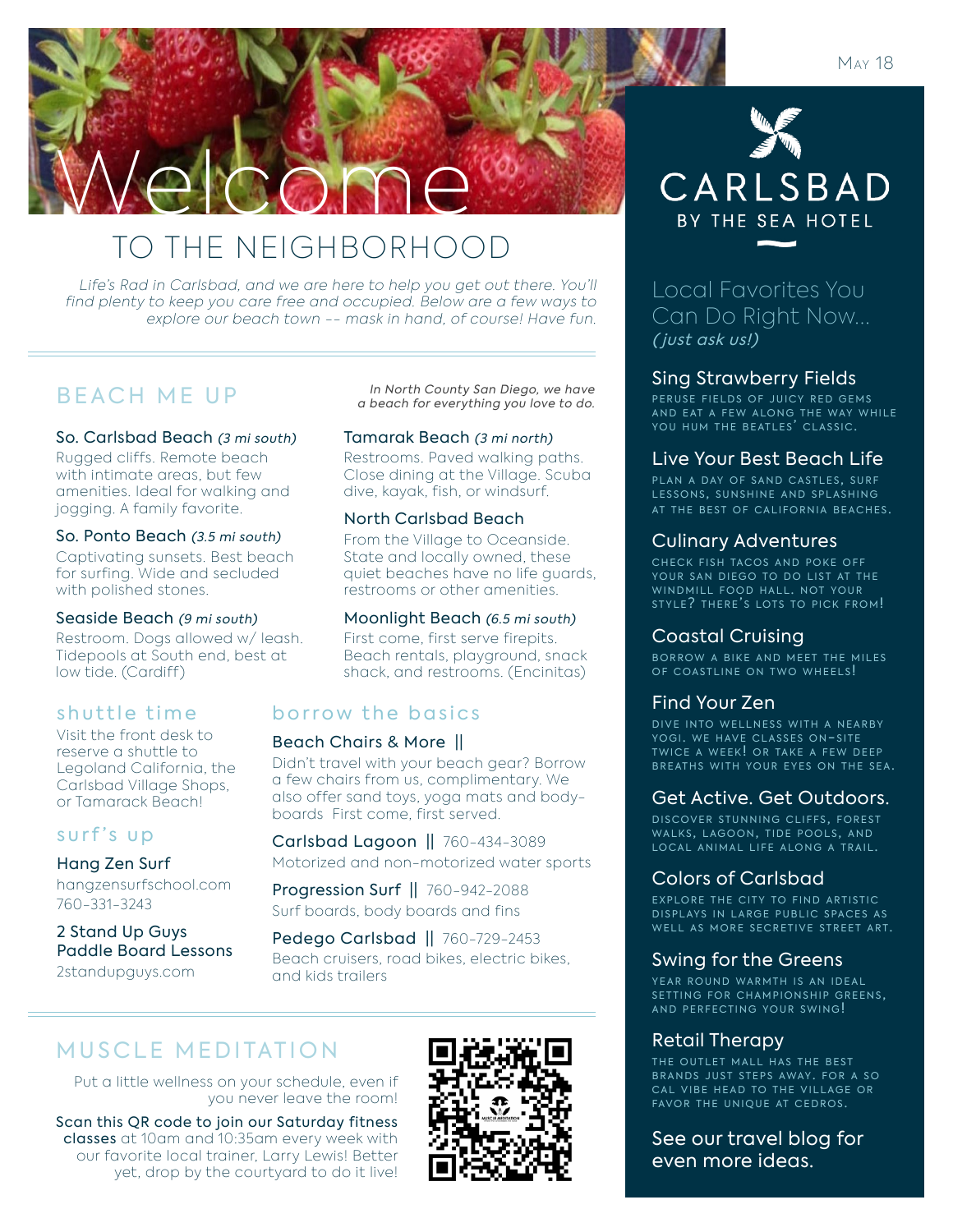May 18

# Welcome

## TO THE NEIGHBORHOOD

*Life's Rad in Carlsbad, and we are here to help you get out there. You'll find plenty to keep you care free and occupied. Below are a few ways to explore our beach town -- mask in hand, of course! Have fun.*

## BEACH ME UP

*In North County San Diego, we have a beach for everything you love to do.*

**So. Carlsbad Beach** *(3 mi south)*
Rugged cliffs. Remote beach with intimate areas, but few amenities. Ideal for walking and jogging. A family favorite.

**So. Ponto Beach** *(3.5 mi south)*
Captivating sunsets. Best beach for surfing. Wide and secluded with polished stones.

**Seaside Beach** *(9 mi south)*
Restroom. Dogs allowed w/ leash. Tidepools at South end, best at low tide. (Cardiff)

**Tamarak Beach** *(3 mi north)*
Restrooms. Paved walking paths. Close dining at the Village. Scuba dive, kayak, fish, or windsurf.

**North Carlsbad Beach**
From the Village to Oceanside. State and locally owned, these quiet beaches have no life guards, restrooms or other amenities.

**Moonlight Beach** *(6.5 mi south)*
First come, first serve firepits. Beach rentals, playground, snack shack, and restrooms. (Encinitas)

## shuttle time

Visit the front desk to reserve a shuttle to Legoland California, the Carlsbad Village Shops, or Tamarack Beach!

## surf's up

**Hang Zen Surf**
hangzensurfschool.com
760-331-3243

**2 Stand Up Guys Paddle Board Lessons**
2standupguys.com

## borrow the basics

**Beach Chairs & More ||**
Didn't travel with your beach gear? Borrow a few chairs from us, complimentary. We also offer sand toys, yoga mats and body-boards First come, first served.

**Carlsbad Lagoon** || 760-434-3089
Motorized and non-motorized water sports

**Progression Surf** || 760-942-2088
Surf boards, body boards and fins

**Pedego Carlsbad** || 760-729-2453
Beach cruisers, road bikes, electric bikes, and kids trailers

## MUSCLE MEDITATION

Put a little wellness on your schedule, even if you never leave the room!

Scan this QR code to join our Saturday fitness classes at 10am and 10:35am every week with our favorite local trainer, Larry Lewis! Better yet, drop by the courtyard to do it live!

---

CARLSBAD BY THE SEA HOTEL

## Local Favorites You Can Do Right Now...
*(just ask us!)*

**Sing Strawberry Fields**
PERUSE FIELDS OF JUICY RED GEMS AND EAT A FEW ALONG THE WAY WHILE YOU HUM THE BEATLES' CLASSIC.

**Live Your Best Beach Life**
PLAN A DAY OF SAND CASTLES, SURF LESSONS, SUNSHINE AND SPLASHING AT THE BEST OF CALIFORNIA BEACHES.

**Culinary Adventures**
CHECK FISH TACOS AND POKE OFF YOUR SAN DIEGO TO DO LIST AT THE WINDMILL FOOD HALL. NOT YOUR STYLE? THERE'S LOTS TO PICK FROM!

**Coastal Cruising**
BORROW A BIKE AND MEET THE MILES OF COASTLINE ON TWO WHEELS!

**Find Your Zen**
DIVE INTO WELLNESS WITH A NEARBY YOGI. WE HAVE CLASSES ON-SITE TWICE A WEEK! OR TAKE A FEW DEEP BREATHS WITH YOUR EYES ON THE SEA.

**Get Active. Get Outdoors.**
DISCOVER STUNNING CLIFFS, FOREST WALKS, LAGOON, TIDE POOLS, AND LOCAL ANIMAL LIFE ALONG A TRAIL.

**Colors of Carlsbad**
EXPLORE THE CITY TO FIND ARTISTIC DISPLAYS IN LARGE PUBLIC SPACES AS WELL AS MORE SECRETIVE STREET ART.

**Swing for the Greens**
YEAR ROUND WARMTH IS AN IDEAL SETTING FOR CHAMPIONSHIP GREENS, AND PERFECTING YOUR SWING!

**Retail Therapy**
THE OUTLET MALL HAS THE BEST BRANDS JUST STEPS AWAY. FOR A SO CAL VIBE HEAD TO THE VILLAGE OR FAVOR THE UNIQUE AT CEDROS.

See our travel blog for even more ideas.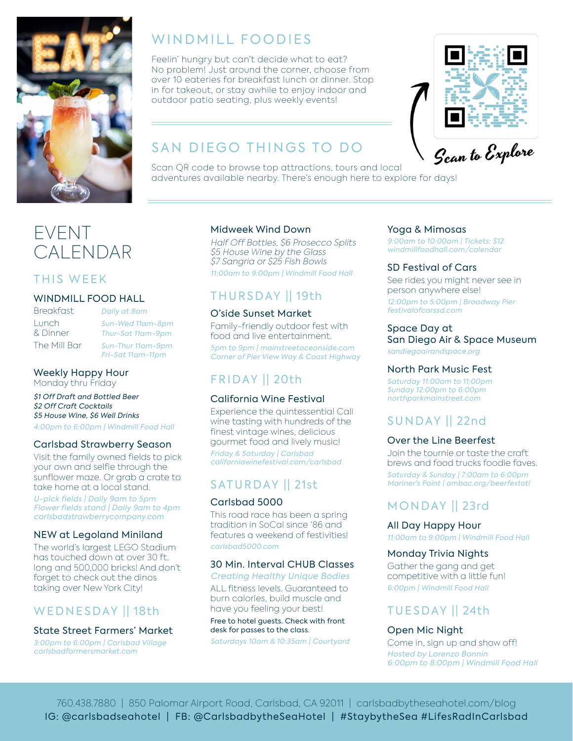## WINDMILL FOODIES

Feelin' hungry but can't decide what to eat? No problem! Just around the corner, choose from over 10 eateries for breakfast lunch or dinner. Stop in for takeout, or stay awhile to enjoy indoor and outdoor patio seating, plus weekly events!

## SAN DIEGO THINGS TO DO

Scan QR code to browse top attractions, tours and local adventures available nearby. There's enough here to explore for days!

Scan to Explore

# EVENT CALENDAR

## THIS WEEK

### WINDMILL FOOD HALL

| | |
|---|---|
| Breakfast | *Daily at 8am* |
| Lunch & Dinner | *Sun-Wed 11am-8pm*<br>*Thur-Sat 11am-9pm* |
| The Mill Bar | *Sun-Thur 11am-9pm*<br>*Fri-Sat 11am-11pm* |

### Weekly Happy Hour

Monday thru Friday

*$1 Off Draft and Bottled Beer*
*$2 Off Craft Cocktails*
*$5 House Wine, $6 Well Drinks*

*4:00pm to 6:00pm | Windmill Food Hall*

### Carlsbad Strawberry Season

Visit the family owned fields to pick your own and selfie through the sunflower maze. Or grab a crate to take home at a local stand.

*U-pick fields | Daily 9am to 5pm*
*Flower fields stand | Daily 9am to 4pm*
*carlsbadstrawberrycompany.com*

### NEW at Legoland Miniland

The world's largest LEGO Stadium has touched down at over 30 ft. long and 500,000 bricks! And don't forget to check out the dinos taking over New York City!

## WEDNESDAY || 18th

### State Street Farmers' Market

*3:00pm to 6:00pm | Carlsbad Village*
*carlsbadfarmersmarket.com*

### Midweek Wind Down

*Half Off Bottles, $6 Prosecco Splits*
*$5 House Wine by the Glass*
*$7 Sangria or $25 Fish Bowls*

*11:00am to 9:00pm | Windmill Food Hall*

## THURSDAY || 19th

### O'side Sunset Market

Family-friendly outdoor fest with food and live entertainment.

*5pm to 9pm | mainstreetoceanside.com*
*Corner of Pier View Way & Coast Highway*

## FRIDAY || 20th

### California Wine Festival

Experience the quintessential Cali wine tasting with hundreds of the finest vintage wines, delicious gourmet food and lively music!

*Friday & Saturday | Carlsbad*
*californiawinefestival.com/carlsbad*

## SATURDAY || 21st

### Carlsbad 5000

This road race has been a spring tradition in SoCal since '86 and features a weekend of festivities!

*carlsbad5000.com*

### 30 Min. Interval CHUB Classes

*Creating Healthy Unique Bodies*

ALL fitness levels. Guaranteed to burn calories, build muscle and have you feeling your best!

Free to hotel guests. Check with front desk for passes to the class.

*Saturdays 10am & 10:35am | Courtyard*

### Yoga & Mimosas

*9:00am to 10:00am | Tickets: $12*
*windmillfoodhall.com/calendar*

### SD Festival of Cars

See rides you might never see in person anywhere else!

*12:00pm to 5:00pm | Broadway Pier*
*festivalofcarssd.com*

### Space Day at San Diego Air & Space Museum

*sandiegoairandspace.org*

### North Park Music Fest

*Saturday 11:00am to 11:00pm*
*Sunday 12:00pm to 6:00pm*
*northparkmainstreet.com*

## SUNDAY || 22nd

### Over the Line Beerfest

Join the tournie or taste the craft brews and food trucks foodie faves.

*Saturday & Sunday | 7:00am to 6:00pm*
*Mariner's Point | ombac.org/beerfestotl*

## MONDAY || 23rd

### All Day Happy Hour

*11:00am to 9:00pm | Windmill Food Hall*

### Monday Trivia Nights

Gather the gang and get competitive with a little fun!

*6:00pm | Windmill Food Hall*

## TUESDAY || 24th

### Open Mic Night

Come in, sign up and show off!

*Hosted by Lorenzo Bonnin*
*6:00pm to 8:00pm | Windmill Food Hall*

760.438.7880 | 850 Palomar Airport Road, Carlsbad, CA 92011 | carlsbadbytheseahotel.com/blog
IG: @carlsbadseahotel | FB: @CarlsbadbytheSeaHotel | #StaybytheSea #LifesRadInCarlsbad